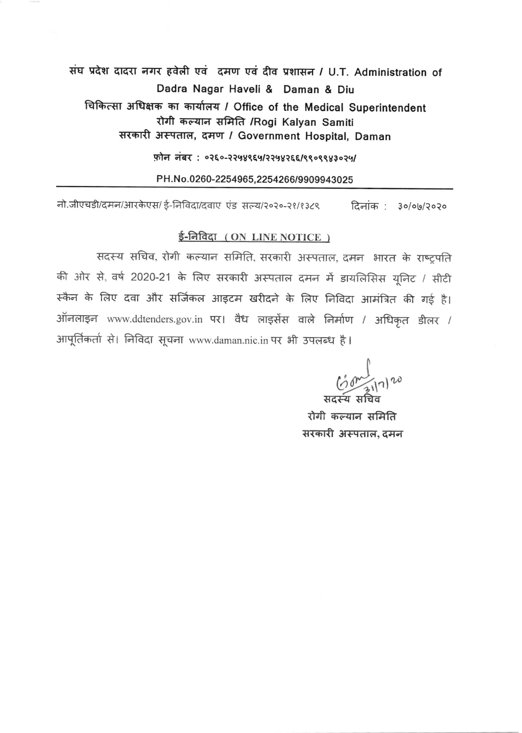**संघ प्रदेश दादरा नगर हवेली एवं दमण एवं दीव प्रशासन / U.T. Administration of Dadra Nagar Haveli & Daman & Diu**

**चिकित्सा अधिक्षक का कार्यालय / Office of the Medical Superintendent**

**रोगी कल्यान समिति /Rogi Kalyan Samiti**

**सरकारी अस्पताल, दमण / Government Hospital, Daman**

**फ़ोन नंबर : ०२६०-२२५४९६५/२२५४२६६/९९०९९४३०२५/**

PH.No.0260-2254965,2254266/9909943025

---

नो.जीएचडी/दमन/आरकेएस/ ई-निविदा/दवाए एंड सल्य/२०२०-२१/१३८९ दिनांक : ३०/०७/२०२०

**ई-निविदा ( ON LINE NOTICE )**

सदस्य सचिव, रोगी कल्यान समिति, सरकारी अस्पताल, दमन भारत के राष्ट्रपति की ओर से, वर्ष 2020-21 के लिए सरकारी अस्पताल दमन में डायलिसिस यूनिट / सीटी स्कैन के लिए दवा और सर्जिकल आइटम खरीदने के लिए निविदा आमंत्रित की गई है। ऑनलाइन www.ddtenders.gov.in पर। वैध लाइसेंस वाले निर्माण / अधिकृत डीलर / आपूर्तिकर्ता से। निविदा सूचना www.daman.nic.in पर भी उपलब्ध है।

31/7/20

सदस्य सचिव

रोगी कल्यान समिति

सरकारी अस्पताल, दमन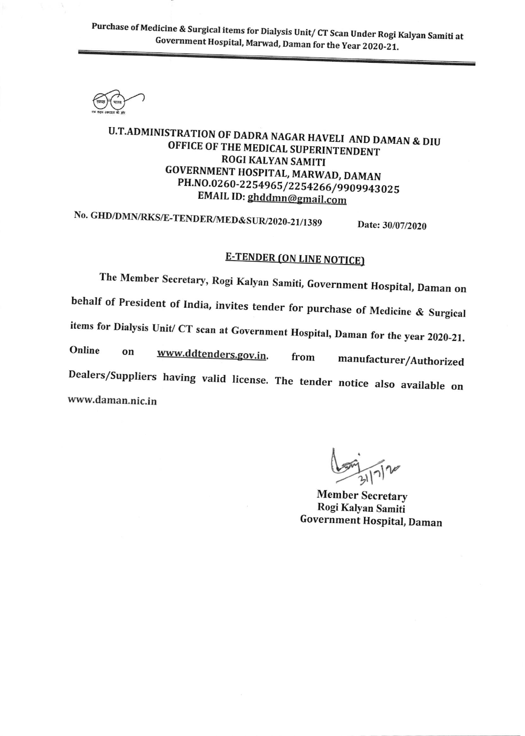Purchase of Medicine & Surgical items for Dialysis Unit/ CT Scan Under Rogi Kalyan Samiti at Government Hospital, Marwad, Daman for the Year 2020-21.

## U.T.ADMINISTRATION OF DADRA NAGAR HAVELI AND DAMAN & DIU
## OFFICE OF THE MEDICAL SUPERINTENDENT
## ROGI KALYAN SAMITI
## GOVERNMENT HOSPITAL, MARWAD, DAMAN

**PH.NO.0260-2254965/2254266/9909943025**
**EMAIL ID: ghddmn@gmail.com**

No. GHD/DMN/RKS/E-TENDER/MED&SUR/2020-21/1389 Date: 30/07/2020

### E-TENDER (ON LINE NOTICE)

The Member Secretary, Rogi Kalyan Samiti, Government Hospital, Daman on behalf of President of India, invites tender for purchase of Medicine & Surgical items for Dialysis Unit/ CT scan at Government Hospital, Daman for the year 2020-21. Online on www.ddtenders.gov.in. from manufacturer/Authorized Dealers/Suppliers having valid license. The tender notice also available on www.daman.nic.in

31/7/20

**Member Secretary**
**Rogi Kalyan Samiti**
**Government Hospital, Daman**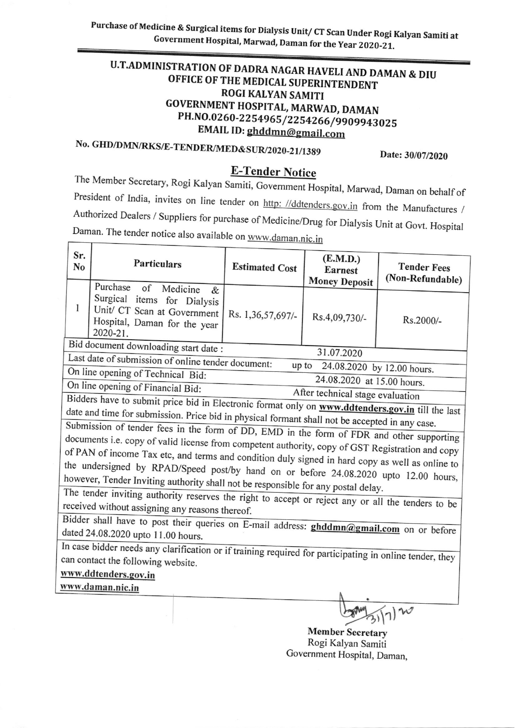Purchase of Medicine & Surgical items for Dialysis Unit/ CT Scan Under Rogi Kalyan Samiti at Government Hospital, Marwad, Daman for the Year 2020-21.

## U.T.ADMINISTRATION OF DADRA NAGAR HAVELI AND DAMAN & DIU
## OFFICE OF THE MEDICAL SUPERINTENDENT
## ROGI KALYAN SAMITI
## GOVERNMENT HOSPITAL, MARWAD, DAMAN
## PH.NO.0260-2254965/2254266/9909943025
## EMAIL ID: ghddmn@gmail.com

**No. GHD/DMN/RKS/E-TENDER/MED&SUR/2020-21/1389** **Date: 30/07/2020**

## E-Tender Notice

The Member Secretary, Rogi Kalyan Samiti, Government Hospital, Marwad, Daman on behalf of President of India, invites on line tender on http: //ddtenders.gov.in from the Manufactures / Authorized Dealers / Suppliers for purchase of Medicine/Drug for Dialysis Unit at Govt. Hospital Daman. The tender notice also available on www.daman.nic.in

| Sr. No | Particulars | Estimated Cost | (E.M.D.) Earnest Money Deposit | Tender Fees (Non-Refundable) |
|---|---|---|---|---|
| 1 | Purchase of Medicine & Surgical items for Dialysis Unit/ CT Scan at Government Hospital, Daman for the year 2020-21. | Rs. 1,36,57,697/- | Rs.4,09,730/- | Rs.2000/- |
| Bid document downloading start date : | | 31.07.2020 | | |
| Last date of submission of online tender document: | | up to 24.08.2020 by 12.00 hours. | | |
| On line opening of Technical Bid: | | 24.08.2020 at 15.00 hours. | | |
| On line opening of Financial Bid: | | After technical stage evaluation | | |
| Bidders have to submit price bid in Electronic format only on **www.ddtenders.gov.in** till the last date and time for submission. Price bid in physical formant shall not be accepted in any case. | | | | |
| Submission of tender fees in the form of DD, EMD in the form of FDR and other supporting documents i.e. copy of valid license from competent authority, copy of GST Registration and copy of PAN of income Tax etc, and terms and condition duly signed in hard copy as well as online to the undersigned by RPAD/Speed post/by hand on or before 24.08.2020 upto 12.00 hours, however, Tender Inviting authority shall not be responsible for any postal delay. | | | | |
| The tender inviting authority reserves the right to accept or reject any or all the tenders to be received without assigning any reasons thereof. | | | | |
| Bidder shall have to post their queries on E-mail address: **ghddmn@gmail.com** on or before dated 24.08.2020 upto 11.00 hours. | | | | |
| In case bidder needs any clarification or if training required for participating in online tender, they can contact the following website. **www.ddtenders.gov.in** **www.daman.nic.in** | | | | |

31/7/20

**Member Secretary**
Rogi Kalyan Samiti
Government Hospital, Daman,